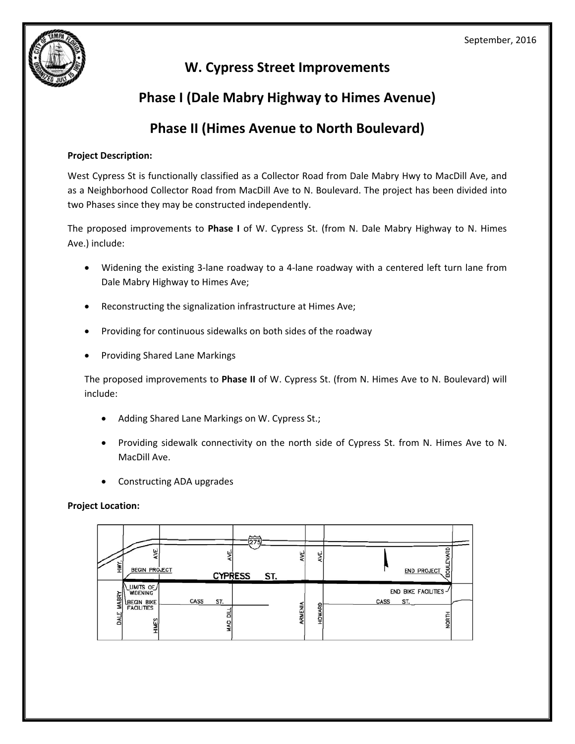September, 2016

# W. Cypress Street Improvements

## Phase I (Dale Mabry Highway to Himes Avenue)

## Phase II (Himes Avenue to North Boulevard)

**Project Description:**

West Cypress St is functionally classified as a Collector Road from Dale Mabry Hwy to MacDill Ave, and as a Neighborhood Collector Road from MacDill Ave to N. Boulevard. The project has been divided into two Phases since they may be constructed independently.

The proposed improvements to **Phase I** of W. Cypress St. (from N. Dale Mabry Highway to N. Himes Ave.) include:

- Widening the existing 3-lane roadway to a 4-lane roadway with a centered left turn lane from Dale Mabry Highway to Himes Ave;
- Reconstructing the signalization infrastructure at Himes Ave;
- Providing for continuous sidewalks on both sides of the roadway
- Providing Shared Lane Markings

The proposed improvements to **Phase II** of W. Cypress St. (from N. Himes Ave to N. Boulevard) will include:

- Adding Shared Lane Markings on W. Cypress St.;
- Providing sidewalk connectivity on the north side of Cypress St. from N. Himes Ave to N. MacDill Ave.
- Constructing ADA upgrades

**Project Location:**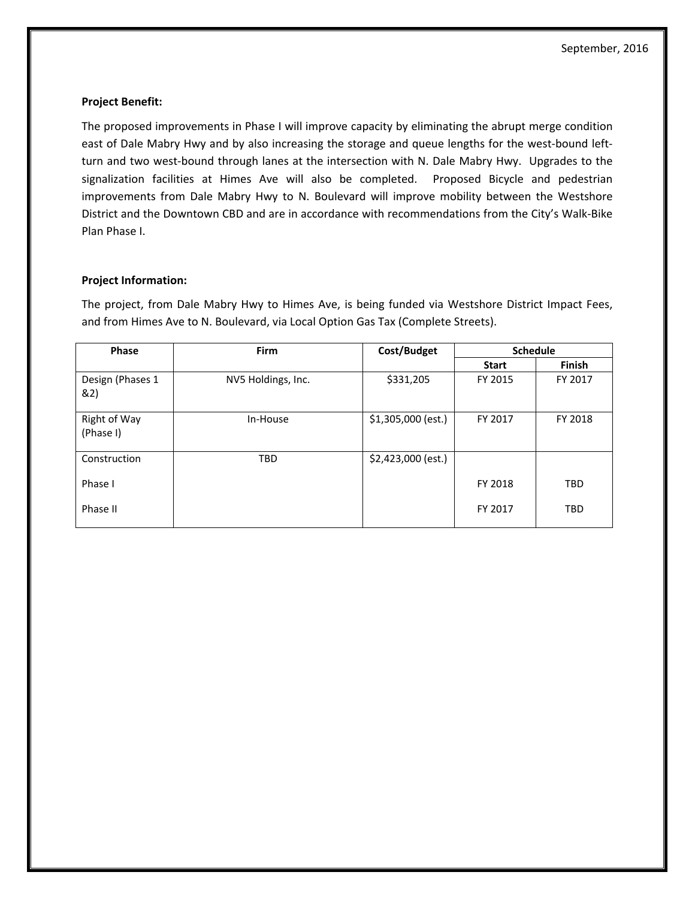September, 2016

**Project Benefit:**

The proposed improvements in Phase I will improve capacity by eliminating the abrupt merge condition east of Dale Mabry Hwy and by also increasing the storage and queue lengths for the west-bound left-turn and two west-bound through lanes at the intersection with N. Dale Mabry Hwy. Upgrades to the signalization facilities at Himes Ave will also be completed. Proposed Bicycle and pedestrian improvements from Dale Mabry Hwy to N. Boulevard will improve mobility between the Westshore District and the Downtown CBD and are in accordance with recommendations from the City's Walk-Bike Plan Phase I.

**Project Information:**

The project, from Dale Mabry Hwy to Himes Ave, is being funded via Westshore District Impact Fees, and from Himes Ave to N. Boulevard, via Local Option Gas Tax (Complete Streets).

| Phase | Firm | Cost/Budget | Schedule | |
|---|---|---|---|---|
| | | | Start | Finish |
| Design (Phases 1 &2) | NV5 Holdings, Inc. | $331,205 | FY 2015 | FY 2017 |
| Right of Way (Phase I) | In-House | $1,305,000 (est.) | FY 2017 | FY 2018 |
| Construction | TBD | $2,423,000 (est.) | | |
| Phase I | | | FY 2018 | TBD |
| Phase II | | | FY 2017 | TBD |